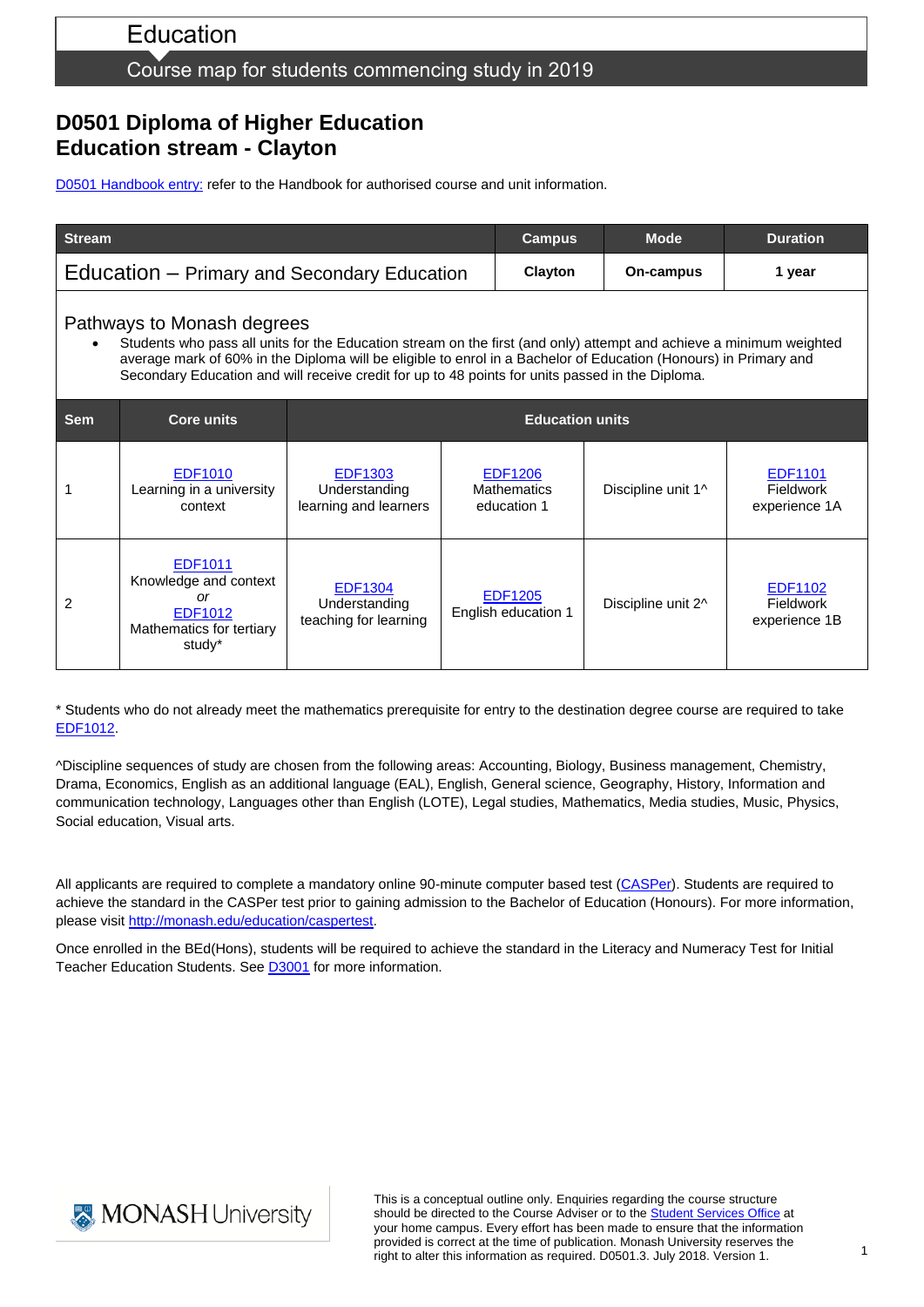# Education

Course map for students commencing study in 2019

## D0501 Diploma of Higher Education
## Education stream - Clayton

D0501 Handbook entry: refer to the Handbook for authorised course and unit information.

| Stream | Campus | Mode | Duration |
|---|---|---|---|
| Education – Primary and Secondary Education | Clayton | On-campus | 1 year |

### Pathways to Monash degrees

- Students who pass all units for the Education stream on the first (and only) attempt and achieve a minimum weighted average mark of 60% in the Diploma will be eligible to enrol in a Bachelor of Education (Honours) in Primary and Secondary Education and will receive credit for up to 48 points for units passed in the Diploma.

| Sem | Core units | Education units | | | |
|---|---|---|---|---|---|
| 1 | EDF1010 Learning in a university context | EDF1303 Understanding learning and learners | EDF1206 Mathematics education 1 | Discipline unit 1^ | EDF1101 Fieldwork experience 1A |
| 2 | EDF1011 Knowledge and context *or* EDF1012 Mathematics for tertiary study* | EDF1304 Understanding teaching for learning | EDF1205 English education 1 | Discipline unit 2^ | EDF1102 Fieldwork experience 1B |

* Students who do not already meet the mathematics prerequisite for entry to the destination degree course are required to take EDF1012.

^Discipline sequences of study are chosen from the following areas: Accounting, Biology, Business management, Chemistry, Drama, Economics, English as an additional language (EAL), English, General science, Geography, History, Information and communication technology, Languages other than English (LOTE), Legal studies, Mathematics, Media studies, Music, Physics, Social education, Visual arts.

All applicants are required to complete a mandatory online 90-minute computer based test (CASPer). Students are required to achieve the standard in the CASPer test prior to gaining admission to the Bachelor of Education (Honours). For more information, please visit http://monash.edu/education/caspertest.

Once enrolled in the BEd(Hons), students will be required to achieve the standard in the Literacy and Numeracy Test for Initial Teacher Education Students. See D3001 for more information.

MONASH University

This is a conceptual outline only. Enquiries regarding the course structure should be directed to the Course Adviser or to the Student Services Office at your home campus. Every effort has been made to ensure that the information provided is correct at the time of publication. Monash University reserves the right to alter this information as required. D0501.3. July 2018. Version 1.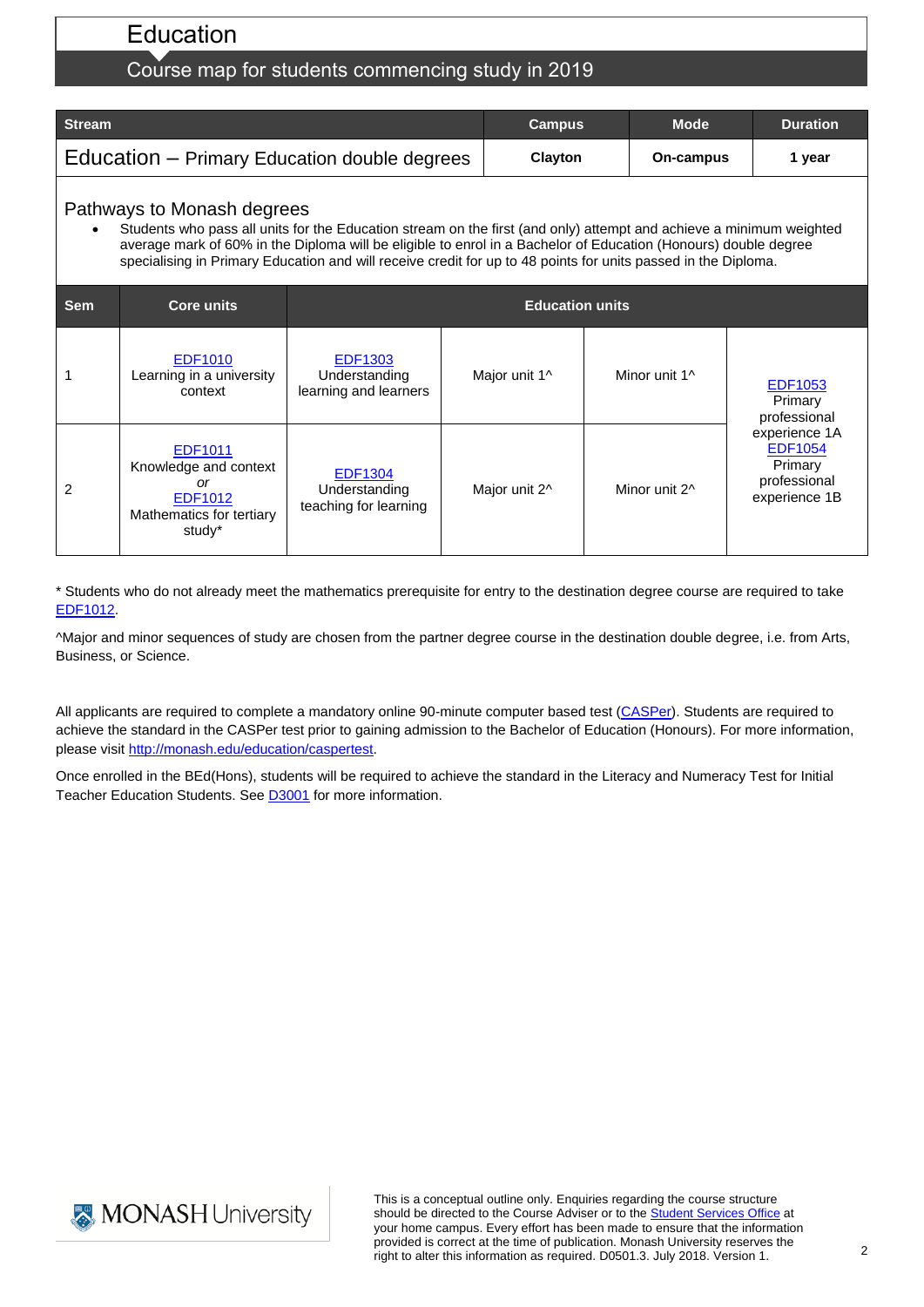# Education

## Course map for students commencing study in 2019

| Stream | Campus | Mode | Duration |
|---|---|---|---|
| Education – Primary Education double degrees | Clayton | On-campus | 1 year |

### Pathways to Monash degrees

- Students who pass all units for the Education stream on the first (and only) attempt and achieve a minimum weighted average mark of 60% in the Diploma will be eligible to enrol in a Bachelor of Education (Honours) double degree specialising in Primary Education and will receive credit for up to 48 points for units passed in the Diploma.

| Sem | Core units | Education units | | | |
|---|---|---|---|---|---|
| 1 | EDF1010 Learning in a university context | EDF1303 Understanding learning and learners | Major unit 1^ | Minor unit 1^ | EDF1053 Primary professional experience 1A EDF1054 Primary professional experience 1B |
| 2 | EDF1011 Knowledge and context *or* EDF1012 Mathematics for tertiary study* | EDF1304 Understanding teaching for learning | Major unit 2^ | Minor unit 2^ | |

* Students who do not already meet the mathematics prerequisite for entry to the destination degree course are required to take EDF1012.

^Major and minor sequences of study are chosen from the partner degree course in the destination double degree, i.e. from Arts, Business, or Science.

All applicants are required to complete a mandatory online 90-minute computer based test (CASPer). Students are required to achieve the standard in the CASPer test prior to gaining admission to the Bachelor of Education (Honours). For more information, please visit http://monash.edu/education/caspertest.

Once enrolled in the BEd(Hons), students will be required to achieve the standard in the Literacy and Numeracy Test for Initial Teacher Education Students. See D3001 for more information.

MONASH University

This is a conceptual outline only. Enquiries regarding the course structure should be directed to the Course Adviser or to the Student Services Office at your home campus. Every effort has been made to ensure that the information provided is correct at the time of publication. Monash University reserves the right to alter this information as required. D0501.3. July 2018. Version 1.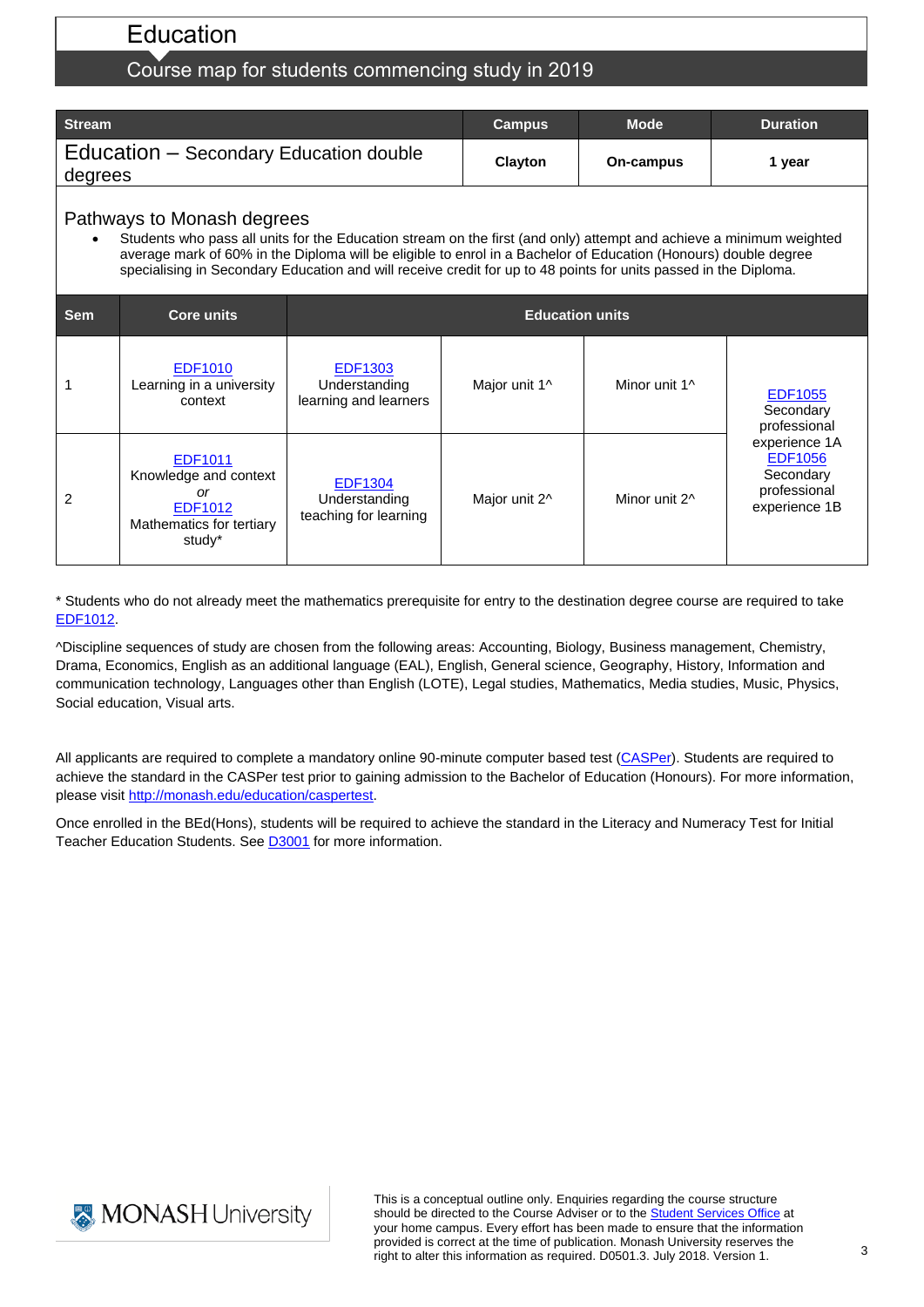# Education

## Course map for students commencing study in 2019

| Stream | Campus | Mode | Duration |
|---|---|---|---|
| Education – Secondary Education double degrees | Clayton | On-campus | 1 year |

### Pathways to Monash degrees

- Students who pass all units for the Education stream on the first (and only) attempt and achieve a minimum weighted average mark of 60% in the Diploma will be eligible to enrol in a Bachelor of Education (Honours) double degree specialising in Secondary Education and will receive credit for up to 48 points for units passed in the Diploma.

| Sem | Core units | Education units | | | |
|---|---|---|---|---|---|
| 1 | EDF1010 Learning in a university context | EDF1303 Understanding learning and learners | Major unit 1^ | Minor unit 1^ | EDF1055 Secondary professional experience 1A EDF1056 Secondary professional experience 1B |
| 2 | EDF1011 Knowledge and context *or* EDF1012 Mathematics for tertiary study* | EDF1304 Understanding teaching for learning | Major unit 2^ | Minor unit 2^ | |

* Students who do not already meet the mathematics prerequisite for entry to the destination degree course are required to take EDF1012.

^Discipline sequences of study are chosen from the following areas: Accounting, Biology, Business management, Chemistry, Drama, Economics, English as an additional language (EAL), English, General science, Geography, History, Information and communication technology, Languages other than English (LOTE), Legal studies, Mathematics, Media studies, Music, Physics, Social education, Visual arts.

All applicants are required to complete a mandatory online 90-minute computer based test (CASPer). Students are required to achieve the standard in the CASPer test prior to gaining admission to the Bachelor of Education (Honours). For more information, please visit http://monash.edu/education/caspertest.

Once enrolled in the BEd(Hons), students will be required to achieve the standard in the Literacy and Numeracy Test for Initial Teacher Education Students. See D3001 for more information.

MONASH University

This is a conceptual outline only. Enquiries regarding the course structure should be directed to the Course Adviser or to the Student Services Office at your home campus. Every effort has been made to ensure that the information provided is correct at the time of publication. Monash University reserves the right to alter this information as required. D0501.3. July 2018. Version 1.